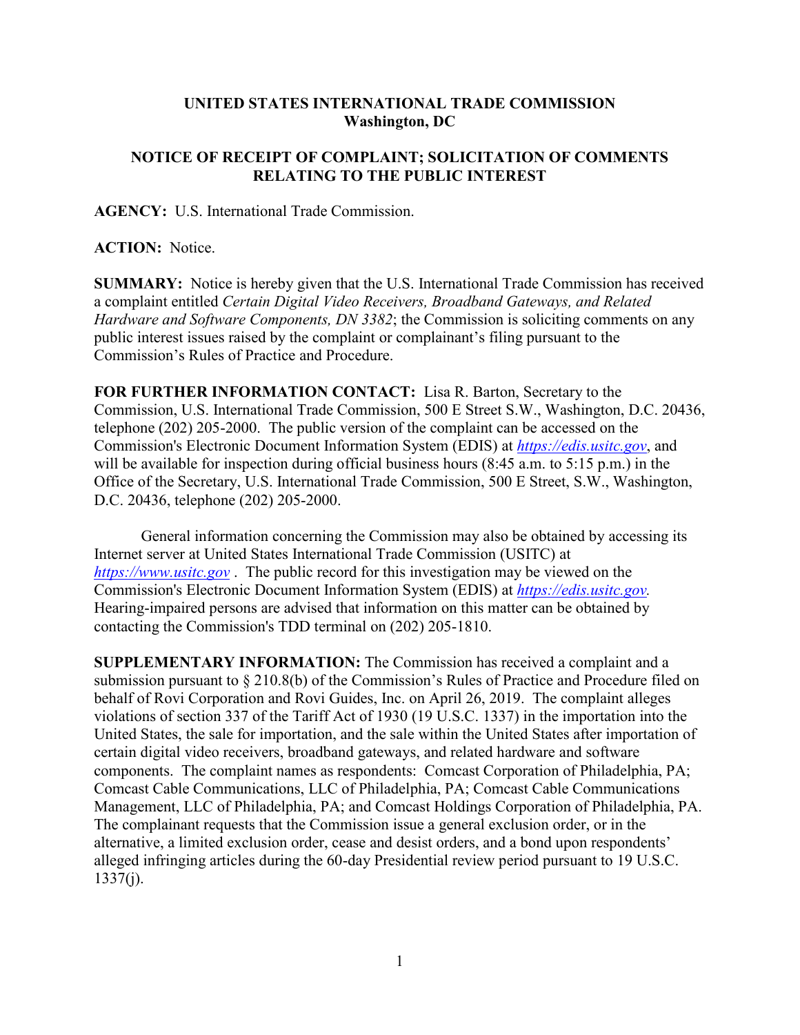**UNITED STATES INTERNATIONAL TRADE COMMISSION**
**Washington, DC**

**NOTICE OF RECEIPT OF COMPLAINT; SOLICITATION OF COMMENTS RELATING TO THE PUBLIC INTEREST**

**AGENCY:** U.S. International Trade Commission.

**ACTION:** Notice.

**SUMMARY:** Notice is hereby given that the U.S. International Trade Commission has received a complaint entitled *Certain Digital Video Receivers, Broadband Gateways, and Related Hardware and Software Components, DN 3382*; the Commission is soliciting comments on any public interest issues raised by the complaint or complainant's filing pursuant to the Commission's Rules of Practice and Procedure.

**FOR FURTHER INFORMATION CONTACT:** Lisa R. Barton, Secretary to the Commission, U.S. International Trade Commission, 500 E Street S.W., Washington, D.C. 20436, telephone (202) 205-2000. The public version of the complaint can be accessed on the Commission's Electronic Document Information System (EDIS) at *https://edis.usitc.gov*, and will be available for inspection during official business hours (8:45 a.m. to 5:15 p.m.) in the Office of the Secretary, U.S. International Trade Commission, 500 E Street, S.W., Washington, D.C. 20436, telephone (202) 205-2000.

General information concerning the Commission may also be obtained by accessing its Internet server at United States International Trade Commission (USITC) at *https://www.usitc.gov* . The public record for this investigation may be viewed on the Commission's Electronic Document Information System (EDIS) at *https://edis.usitc.gov.* Hearing-impaired persons are advised that information on this matter can be obtained by contacting the Commission's TDD terminal on (202) 205-1810.

**SUPPLEMENTARY INFORMATION:** The Commission has received a complaint and a submission pursuant to § 210.8(b) of the Commission's Rules of Practice and Procedure filed on behalf of Rovi Corporation and Rovi Guides, Inc. on April 26, 2019. The complaint alleges violations of section 337 of the Tariff Act of 1930 (19 U.S.C. 1337) in the importation into the United States, the sale for importation, and the sale within the United States after importation of certain digital video receivers, broadband gateways, and related hardware and software components. The complaint names as respondents: Comcast Corporation of Philadelphia, PA; Comcast Cable Communications, LLC of Philadelphia, PA; Comcast Cable Communications Management, LLC of Philadelphia, PA; and Comcast Holdings Corporation of Philadelphia, PA. The complainant requests that the Commission issue a general exclusion order, or in the alternative, a limited exclusion order, cease and desist orders, and a bond upon respondents' alleged infringing articles during the 60-day Presidential review period pursuant to 19 U.S.C. 1337(j).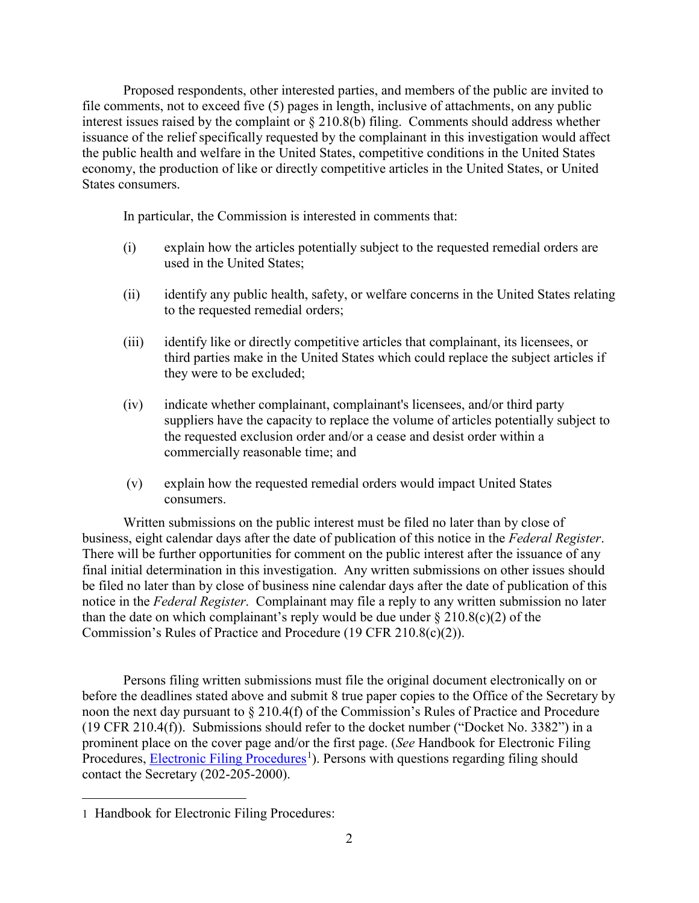Proposed respondents, other interested parties, and members of the public are invited to file comments, not to exceed five (5) pages in length, inclusive of attachments, on any public interest issues raised by the complaint or § 210.8(b) filing. Comments should address whether issuance of the relief specifically requested by the complainant in this investigation would affect the public health and welfare in the United States, competitive conditions in the United States economy, the production of like or directly competitive articles in the United States, or United States consumers.

In particular, the Commission is interested in comments that:

(i) explain how the articles potentially subject to the requested remedial orders are used in the United States;

(ii) identify any public health, safety, or welfare concerns in the United States relating to the requested remedial orders;

(iii) identify like or directly competitive articles that complainant, its licensees, or third parties make in the United States which could replace the subject articles if they were to be excluded;

(iv) indicate whether complainant, complainant's licensees, and/or third party suppliers have the capacity to replace the volume of articles potentially subject to the requested exclusion order and/or a cease and desist order within a commercially reasonable time; and

(v) explain how the requested remedial orders would impact United States consumers.

Written submissions on the public interest must be filed no later than by close of business, eight calendar days after the date of publication of this notice in the *Federal Register*. There will be further opportunities for comment on the public interest after the issuance of any final initial determination in this investigation. Any written submissions on other issues should be filed no later than by close of business nine calendar days after the date of publication of this notice in the *Federal Register*. Complainant may file a reply to any written submission no later than the date on which complainant's reply would be due under § 210.8(c)(2) of the Commission's Rules of Practice and Procedure (19 CFR 210.8(c)(2)).

Persons filing written submissions must file the original document electronically on or before the deadlines stated above and submit 8 true paper copies to the Office of the Secretary by noon the next day pursuant to § 210.4(f) of the Commission's Rules of Practice and Procedure (19 CFR 210.4(f)). Submissions should refer to the docket number ("Docket No. 3382") in a prominent place on the cover page and/or the first page. (*See* Handbook for Electronic Filing Procedures, Electronic Filing Procedures[1]). Persons with questions regarding filing should contact the Secretary (202-205-2000).

---

1 Handbook for Electronic Filing Procedures: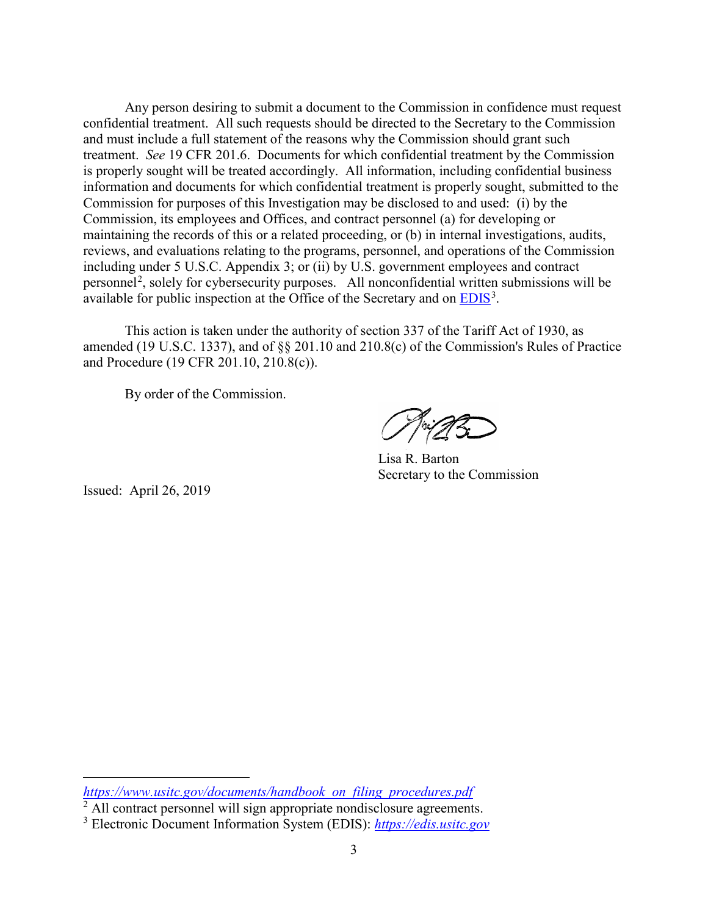Any person desiring to submit a document to the Commission in confidence must request confidential treatment. All such requests should be directed to the Secretary to the Commission and must include a full statement of the reasons why the Commission should grant such treatment. *See* 19 CFR 201.6. Documents for which confidential treatment by the Commission is properly sought will be treated accordingly. All information, including confidential business information and documents for which confidential treatment is properly sought, submitted to the Commission for purposes of this Investigation may be disclosed to and used: (i) by the Commission, its employees and Offices, and contract personnel (a) for developing or maintaining the records of this or a related proceeding, or (b) in internal investigations, audits, reviews, and evaluations relating to the programs, personnel, and operations of the Commission including under 5 U.S.C. Appendix 3; or (ii) by U.S. government employees and contract personnel[2], solely for cybersecurity purposes. All nonconfidential written submissions will be available for public inspection at the Office of the Secretary and on EDIS[3].

This action is taken under the authority of section 337 of the Tariff Act of 1930, as amended (19 U.S.C. 1337), and of §§ 201.10 and 210.8(c) of the Commission's Rules of Practice and Procedure (19 CFR 201.10, 210.8(c)).

By order of the Commission.

Lisa R. Barton
Secretary to the Commission

Issued: April 26, 2019

---

*https://www.usitc.gov/documents/handbook_on_filing_procedures.pdf*

[2] All contract personnel will sign appropriate nondisclosure agreements.

[3] Electronic Document Information System (EDIS): *https://edis.usitc.gov*